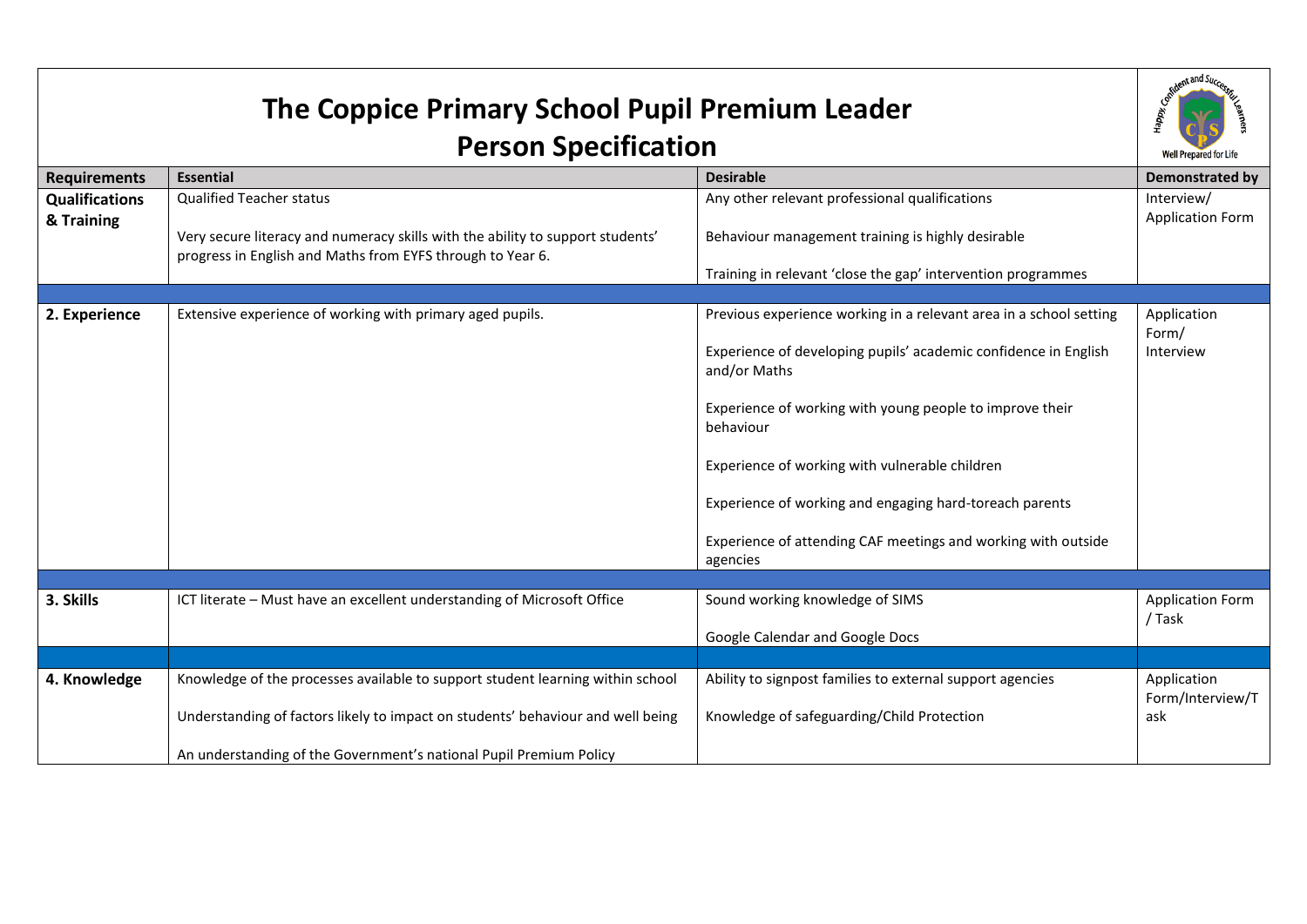# The Coppice Primary School Pupil Premium Leader
# Person Specification

| Requirements | Essential | Desirable | Demonstrated by |
|---|---|---|---|
| **Qualifications & Training** | Qualified Teacher status<br><br>Very secure literacy and numeracy skills with the ability to support students' progress in English and Maths from EYFS through to Year 6. | Any other relevant professional qualifications<br><br>Behaviour management training is highly desirable<br><br>Training in relevant 'close the gap' intervention programmes | Interview/ Application Form |
| **2. Experience** | Extensive experience of working with primary aged pupils. | Previous experience working in a relevant area in a school setting<br><br>Experience of developing pupils' academic confidence in English and/or Maths<br><br>Experience of working with young people to improve their behaviour<br><br>Experience of working with vulnerable children<br><br>Experience of working and engaging hard-toreach parents<br><br>Experience of attending CAF meetings and working with outside agencies | Application Form/ Interview |
| **3. Skills** | ICT literate – Must have an excellent understanding of Microsoft Office | Sound working knowledge of SIMS<br><br>Google Calendar and Google Docs | Application Form / Task |
| **4. Knowledge** | Knowledge of the processes available to support student learning within school<br><br>Understanding of factors likely to impact on students' behaviour and well being<br><br>An understanding of the Government's national Pupil Premium Policy | Ability to signpost families to external support agencies<br><br>Knowledge of safeguarding/Child Protection | Application Form/Interview/Task |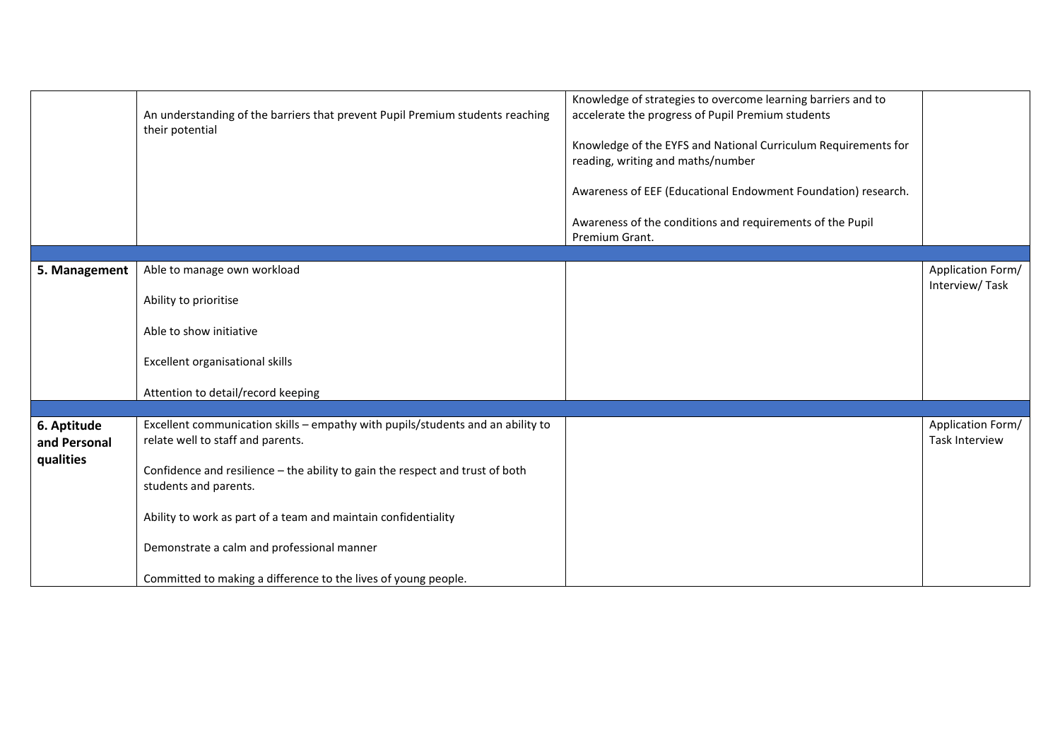| | | | |
|---|---|---|---|
| | An understanding of the barriers that prevent Pupil Premium students reaching their potential | Knowledge of strategies to overcome learning barriers and to accelerate the progress of Pupil Premium students<br><br>Knowledge of the EYFS and National Curriculum Requirements for reading, writing and maths/number<br><br>Awareness of EEF (Educational Endowment Foundation) research.<br><br>Awareness of the conditions and requirements of the Pupil Premium Grant. | |
| | | | |
| **5. Management** | Able to manage own workload<br><br>Ability to prioritise<br><br>Able to show initiative<br><br>Excellent organisational skills<br><br>Attention to detail/record keeping | | Application Form/ Interview/ Task |
| | | | |
| **6. Aptitude and Personal qualities** | Excellent communication skills – empathy with pupils/students and an ability to relate well to staff and parents.<br><br>Confidence and resilience – the ability to gain the respect and trust of both students and parents.<br><br>Ability to work as part of a team and maintain confidentiality<br><br>Demonstrate a calm and professional manner<br><br>Committed to making a difference to the lives of young people. | | Application Form/ Task Interview |